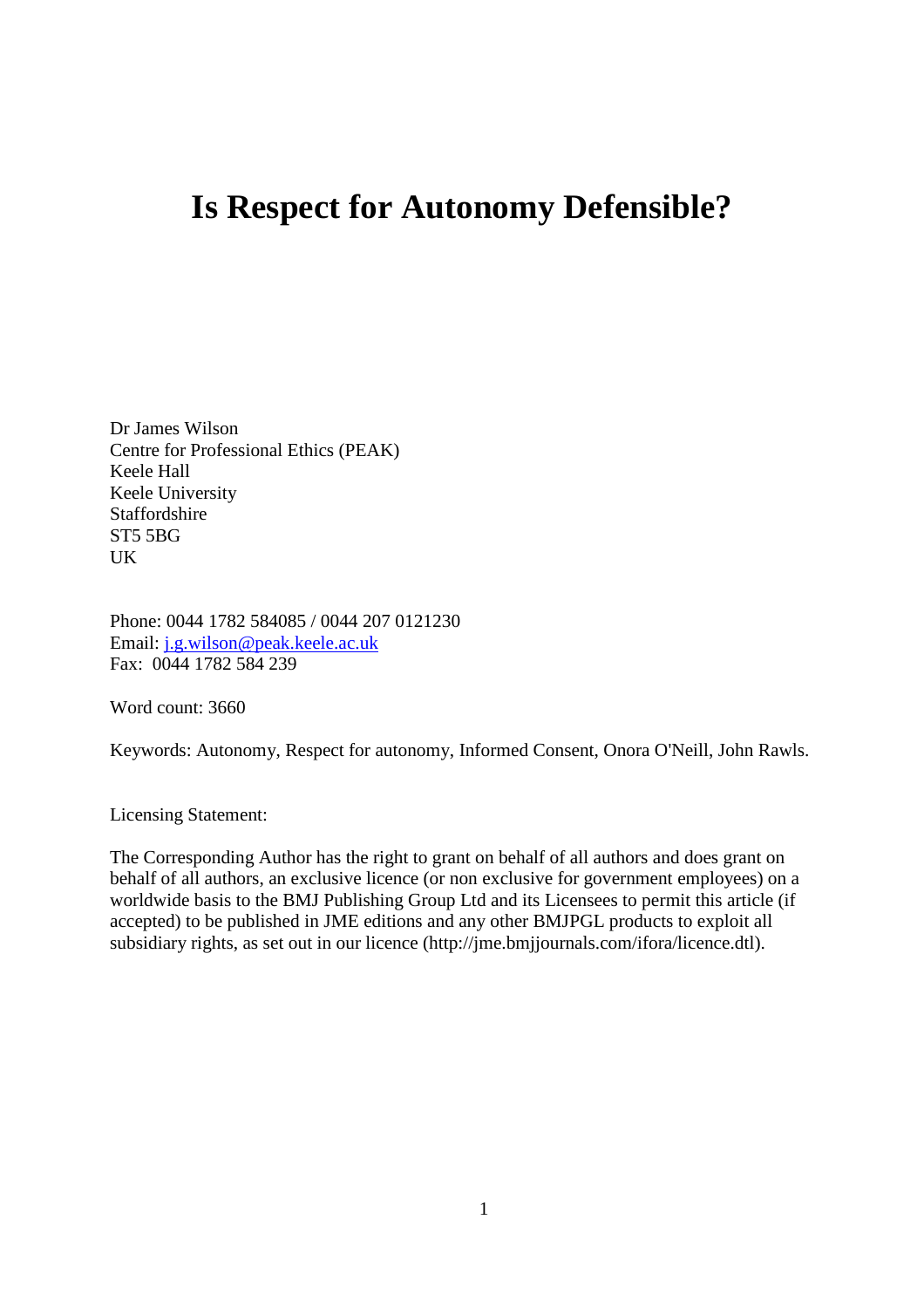# Is Respect for Autonomy Defensible?

Dr James Wilson
Centre for Professional Ethics (PEAK)
Keele Hall
Keele University
Staffordshire
ST5 5BG
UK

Phone: 0044 1782 584085 / 0044 207 0121230
Email: j.g.wilson@peak.keele.ac.uk
Fax: 0044 1782 584 239

Word count: 3660

Keywords: Autonomy, Respect for autonomy, Informed Consent, Onora O'Neill, John Rawls.

Licensing Statement:

The Corresponding Author has the right to grant on behalf of all authors and does grant on behalf of all authors, an exclusive licence (or non exclusive for government employees) on a worldwide basis to the BMJ Publishing Group Ltd and its Licensees to permit this article (if accepted) to be published in JME editions and any other BMJPGL products to exploit all subsidiary rights, as set out in our licence (http://jme.bmjjournals.com/ifora/licence.dtl).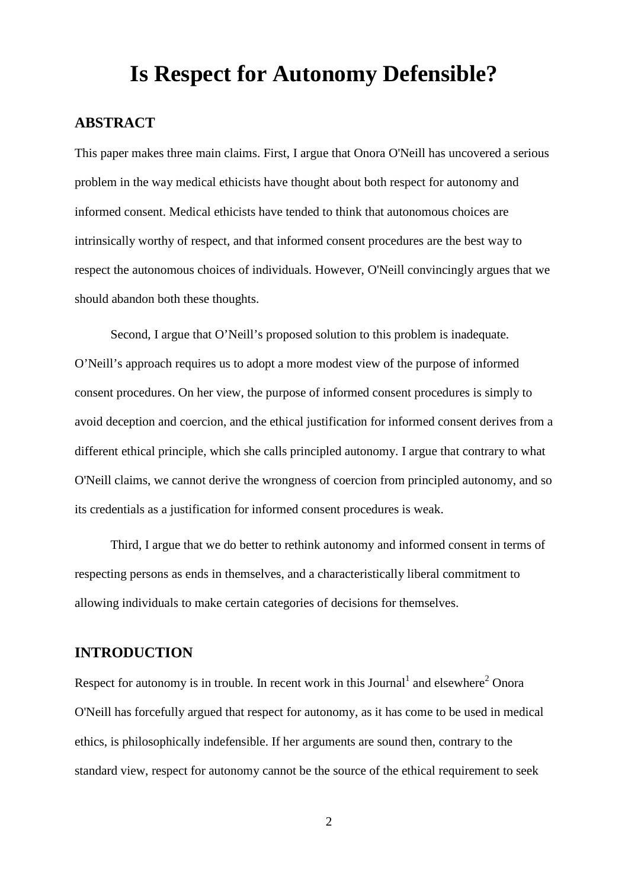# Is Respect for Autonomy Defensible?

## ABSTRACT

This paper makes three main claims. First, I argue that Onora O'Neill has uncovered a serious problem in the way medical ethicists have thought about both respect for autonomy and informed consent. Medical ethicists have tended to think that autonomous choices are intrinsically worthy of respect, and that informed consent procedures are the best way to respect the autonomous choices of individuals. However, O'Neill convincingly argues that we should abandon both these thoughts.

Second, I argue that O'Neill's proposed solution to this problem is inadequate. O'Neill's approach requires us to adopt a more modest view of the purpose of informed consent procedures. On her view, the purpose of informed consent procedures is simply to avoid deception and coercion, and the ethical justification for informed consent derives from a different ethical principle, which she calls principled autonomy. I argue that contrary to what O'Neill claims, we cannot derive the wrongness of coercion from principled autonomy, and so its credentials as a justification for informed consent procedures is weak.

Third, I argue that we do better to rethink autonomy and informed consent in terms of respecting persons as ends in themselves, and a characteristically liberal commitment to allowing individuals to make certain categories of decisions for themselves.

## INTRODUCTION

Respect for autonomy is in trouble. In recent work in this Journal[1] and elsewhere[2] Onora O'Neill has forcefully argued that respect for autonomy, as it has come to be used in medical ethics, is philosophically indefensible. If her arguments are sound then, contrary to the standard view, respect for autonomy cannot be the source of the ethical requirement to seek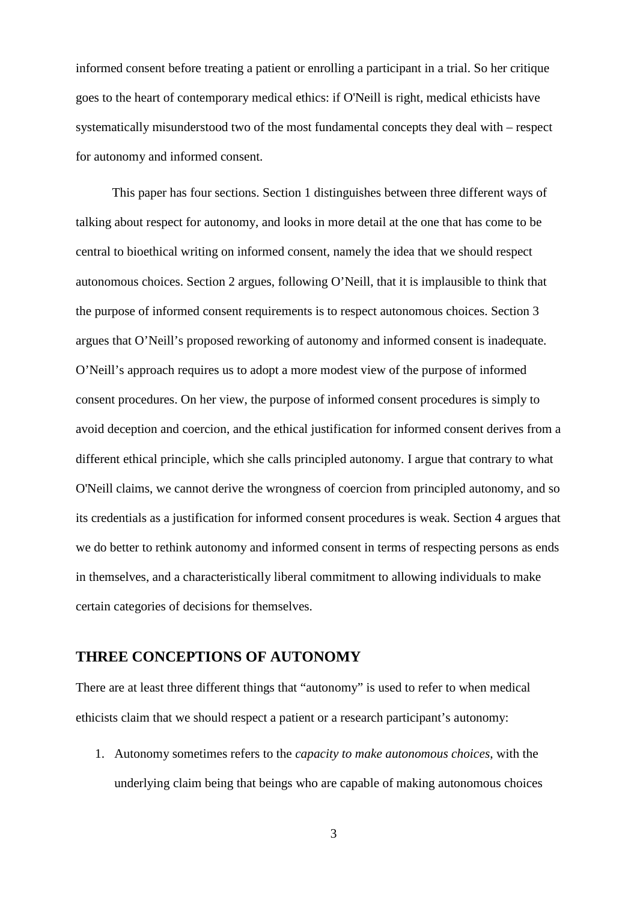informed consent before treating a patient or enrolling a participant in a trial. So her critique goes to the heart of contemporary medical ethics: if O'Neill is right, medical ethicists have systematically misunderstood two of the most fundamental concepts they deal with – respect for autonomy and informed consent.

This paper has four sections. Section 1 distinguishes between three different ways of talking about respect for autonomy, and looks in more detail at the one that has come to be central to bioethical writing on informed consent, namely the idea that we should respect autonomous choices. Section 2 argues, following O'Neill, that it is implausible to think that the purpose of informed consent requirements is to respect autonomous choices. Section 3 argues that O'Neill's proposed reworking of autonomy and informed consent is inadequate. O'Neill's approach requires us to adopt a more modest view of the purpose of informed consent procedures. On her view, the purpose of informed consent procedures is simply to avoid deception and coercion, and the ethical justification for informed consent derives from a different ethical principle, which she calls principled autonomy. I argue that contrary to what O'Neill claims, we cannot derive the wrongness of coercion from principled autonomy, and so its credentials as a justification for informed consent procedures is weak. Section 4 argues that we do better to rethink autonomy and informed consent in terms of respecting persons as ends in themselves, and a characteristically liberal commitment to allowing individuals to make certain categories of decisions for themselves.

## THREE CONCEPTIONS OF AUTONOMY

There are at least three different things that "autonomy" is used to refer to when medical ethicists claim that we should respect a patient or a research participant's autonomy:

1. Autonomy sometimes refers to the *capacity to make autonomous choices*, with the underlying claim being that beings who are capable of making autonomous choices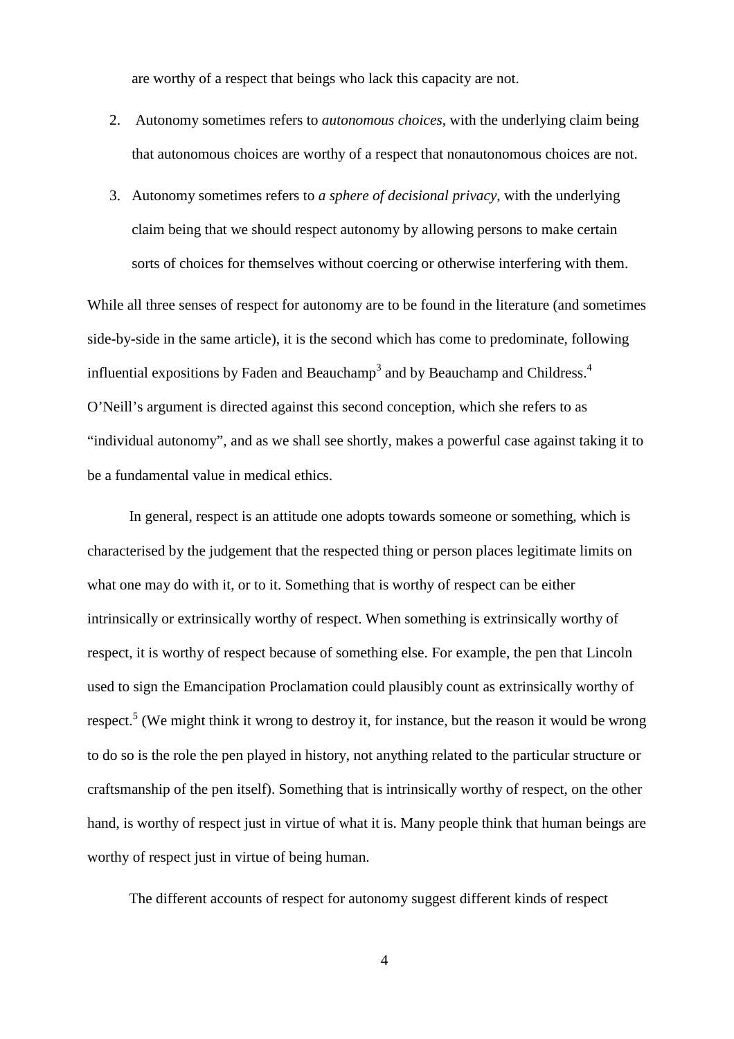are worthy of a respect that beings who lack this capacity are not.

2. Autonomy sometimes refers to *autonomous choices*, with the underlying claim being that autonomous choices are worthy of a respect that nonautonomous choices are not.
3. Autonomy sometimes refers to *a sphere of decisional privacy*, with the underlying claim being that we should respect autonomy by allowing persons to make certain sorts of choices for themselves without coercing or otherwise interfering with them.

While all three senses of respect for autonomy are to be found in the literature (and sometimes side-by-side in the same article), it is the second which has come to predominate, following influential expositions by Faden and Beauchamp[3] and by Beauchamp and Childress.[4] O'Neill's argument is directed against this second conception, which she refers to as "individual autonomy", and as we shall see shortly, makes a powerful case against taking it to be a fundamental value in medical ethics.

In general, respect is an attitude one adopts towards someone or something, which is characterised by the judgement that the respected thing or person places legitimate limits on what one may do with it, or to it. Something that is worthy of respect can be either intrinsically or extrinsically worthy of respect. When something is extrinsically worthy of respect, it is worthy of respect because of something else. For example, the pen that Lincoln used to sign the Emancipation Proclamation could plausibly count as extrinsically worthy of respect.[5] (We might think it wrong to destroy it, for instance, but the reason it would be wrong to do so is the role the pen played in history, not anything related to the particular structure or craftsmanship of the pen itself). Something that is intrinsically worthy of respect, on the other hand, is worthy of respect just in virtue of what it is. Many people think that human beings are worthy of respect just in virtue of being human.

The different accounts of respect for autonomy suggest different kinds of respect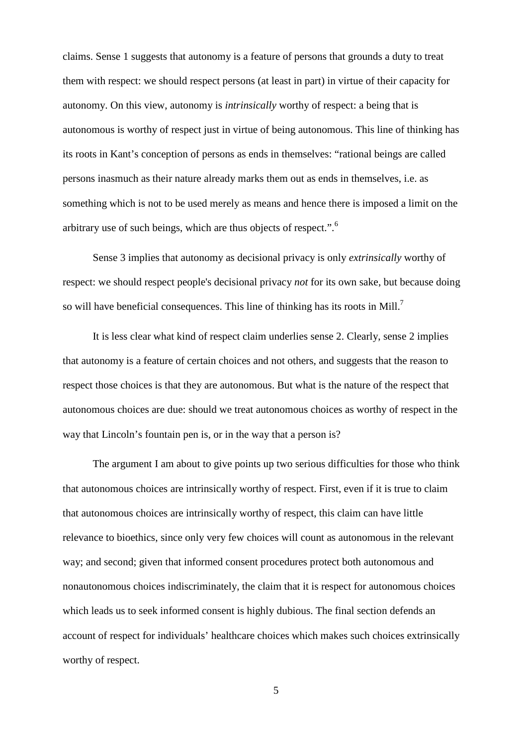claims. Sense 1 suggests that autonomy is a feature of persons that grounds a duty to treat them with respect: we should respect persons (at least in part) in virtue of their capacity for autonomy. On this view, autonomy is *intrinsically* worthy of respect: a being that is autonomous is worthy of respect just in virtue of being autonomous. This line of thinking has its roots in Kant's conception of persons as ends in themselves: "rational beings are called persons inasmuch as their nature already marks them out as ends in themselves, i.e. as something which is not to be used merely as means and hence there is imposed a limit on the arbitrary use of such beings, which are thus objects of respect.".[6]

Sense 3 implies that autonomy as decisional privacy is only *extrinsically* worthy of respect: we should respect people's decisional privacy *not* for its own sake, but because doing so will have beneficial consequences. This line of thinking has its roots in Mill.[7]

It is less clear what kind of respect claim underlies sense 2. Clearly, sense 2 implies that autonomy is a feature of certain choices and not others, and suggests that the reason to respect those choices is that they are autonomous. But what is the nature of the respect that autonomous choices are due: should we treat autonomous choices as worthy of respect in the way that Lincoln's fountain pen is, or in the way that a person is?

The argument I am about to give points up two serious difficulties for those who think that autonomous choices are intrinsically worthy of respect. First, even if it is true to claim that autonomous choices are intrinsically worthy of respect, this claim can have little relevance to bioethics, since only very few choices will count as autonomous in the relevant way; and second; given that informed consent procedures protect both autonomous and nonautonomous choices indiscriminately, the claim that it is respect for autonomous choices which leads us to seek informed consent is highly dubious. The final section defends an account of respect for individuals' healthcare choices which makes such choices extrinsically worthy of respect.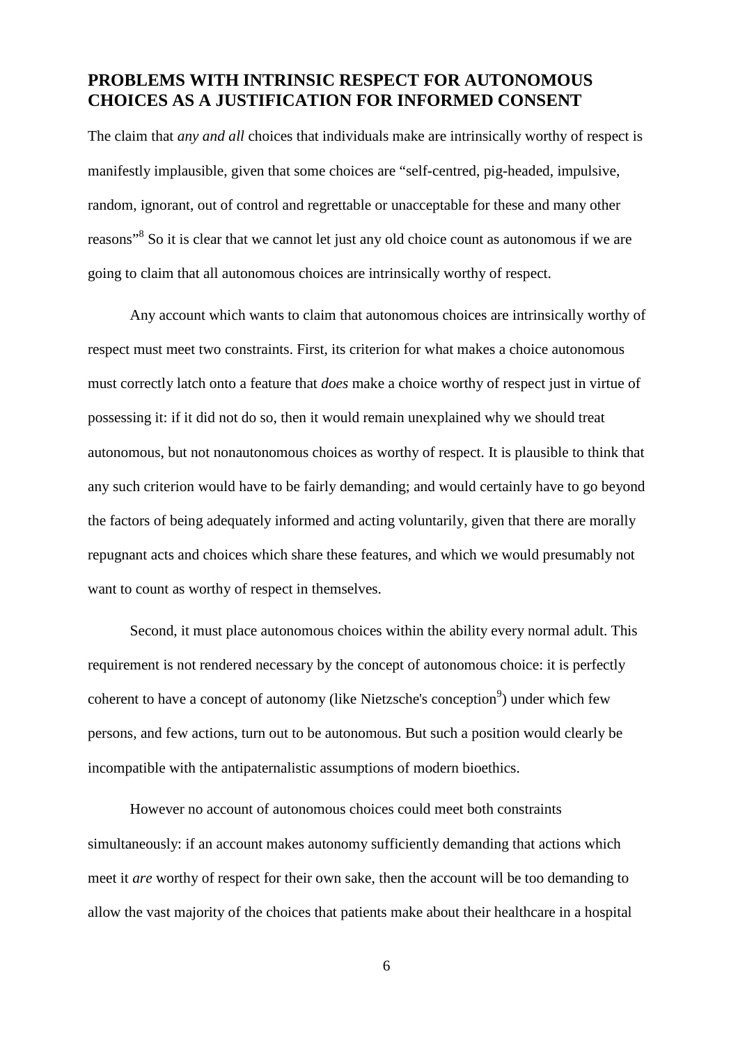## PROBLEMS WITH INTRINSIC RESPECT FOR AUTONOMOUS CHOICES AS A JUSTIFICATION FOR INFORMED CONSENT

The claim that *any and all* choices that individuals make are intrinsically worthy of respect is manifestly implausible, given that some choices are "self-centred, pig-headed, impulsive, random, ignorant, out of control and regrettable or unacceptable for these and many other reasons"[8] So it is clear that we cannot let just any old choice count as autonomous if we are going to claim that all autonomous choices are intrinsically worthy of respect.

Any account which wants to claim that autonomous choices are intrinsically worthy of respect must meet two constraints. First, its criterion for what makes a choice autonomous must correctly latch onto a feature that *does* make a choice worthy of respect just in virtue of possessing it: if it did not do so, then it would remain unexplained why we should treat autonomous, but not nonautonomous choices as worthy of respect. It is plausible to think that any such criterion would have to be fairly demanding; and would certainly have to go beyond the factors of being adequately informed and acting voluntarily, given that there are morally repugnant acts and choices which share these features, and which we would presumably not want to count as worthy of respect in themselves.

Second, it must place autonomous choices within the ability every normal adult. This requirement is not rendered necessary by the concept of autonomous choice: it is perfectly coherent to have a concept of autonomy (like Nietzsche's conception[9]) under which few persons, and few actions, turn out to be autonomous. But such a position would clearly be incompatible with the antipaternalistic assumptions of modern bioethics.

However no account of autonomous choices could meet both constraints simultaneously: if an account makes autonomy sufficiently demanding that actions which meet it *are* worthy of respect for their own sake, then the account will be too demanding to allow the vast majority of the choices that patients make about their healthcare in a hospital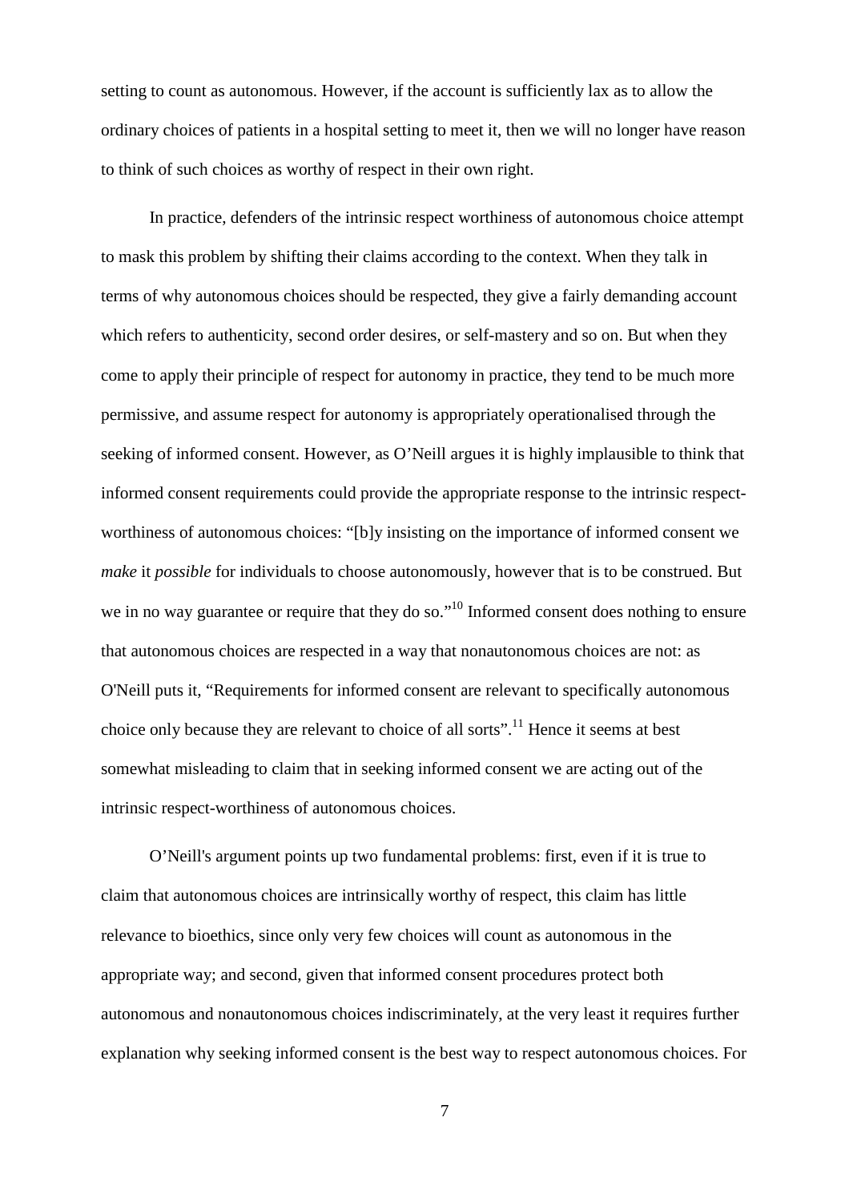setting to count as autonomous. However, if the account is sufficiently lax as to allow the ordinary choices of patients in a hospital setting to meet it, then we will no longer have reason to think of such choices as worthy of respect in their own right.

In practice, defenders of the intrinsic respect worthiness of autonomous choice attempt to mask this problem by shifting their claims according to the context. When they talk in terms of why autonomous choices should be respected, they give a fairly demanding account which refers to authenticity, second order desires, or self-mastery and so on. But when they come to apply their principle of respect for autonomy in practice, they tend to be much more permissive, and assume respect for autonomy is appropriately operationalised through the seeking of informed consent. However, as O'Neill argues it is highly implausible to think that informed consent requirements could provide the appropriate response to the intrinsic respect-worthiness of autonomous choices: "[b]y insisting on the importance of informed consent we *make* it *possible* for individuals to choose autonomously, however that is to be construed. But we in no way guarantee or require that they do so."[10] Informed consent does nothing to ensure that autonomous choices are respected in a way that nonautonomous choices are not: as O'Neill puts it, "Requirements for informed consent are relevant to specifically autonomous choice only because they are relevant to choice of all sorts".[11] Hence it seems at best somewhat misleading to claim that in seeking informed consent we are acting out of the intrinsic respect-worthiness of autonomous choices.

O'Neill's argument points up two fundamental problems: first, even if it is true to claim that autonomous choices are intrinsically worthy of respect, this claim has little relevance to bioethics, since only very few choices will count as autonomous in the appropriate way; and second, given that informed consent procedures protect both autonomous and nonautonomous choices indiscriminately, at the very least it requires further explanation why seeking informed consent is the best way to respect autonomous choices. For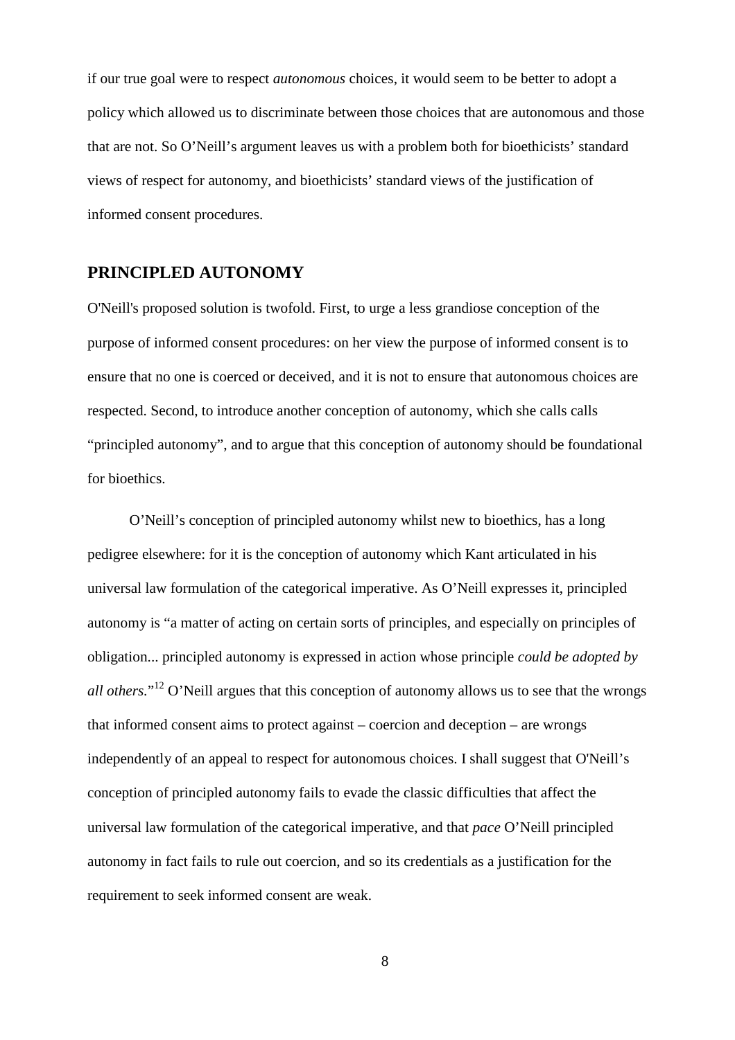if our true goal were to respect *autonomous* choices, it would seem to be better to adopt a policy which allowed us to discriminate between those choices that are autonomous and those that are not. So O'Neill's argument leaves us with a problem both for bioethicists' standard views of respect for autonomy, and bioethicists' standard views of the justification of informed consent procedures.

## PRINCIPLED AUTONOMY

O'Neill's proposed solution is twofold. First, to urge a less grandiose conception of the purpose of informed consent procedures: on her view the purpose of informed consent is to ensure that no one is coerced or deceived, and it is not to ensure that autonomous choices are respected. Second, to introduce another conception of autonomy, which she calls calls "principled autonomy", and to argue that this conception of autonomy should be foundational for bioethics.

O'Neill's conception of principled autonomy whilst new to bioethics, has a long pedigree elsewhere: for it is the conception of autonomy which Kant articulated in his universal law formulation of the categorical imperative. As O'Neill expresses it, principled autonomy is "a matter of acting on certain sorts of principles, and especially on principles of obligation... principled autonomy is expressed in action whose principle *could be adopted by all others*."[12] O'Neill argues that this conception of autonomy allows us to see that the wrongs that informed consent aims to protect against – coercion and deception – are wrongs independently of an appeal to respect for autonomous choices. I shall suggest that O'Neill's conception of principled autonomy fails to evade the classic difficulties that affect the universal law formulation of the categorical imperative, and that *pace* O'Neill principled autonomy in fact fails to rule out coercion, and so its credentials as a justification for the requirement to seek informed consent are weak.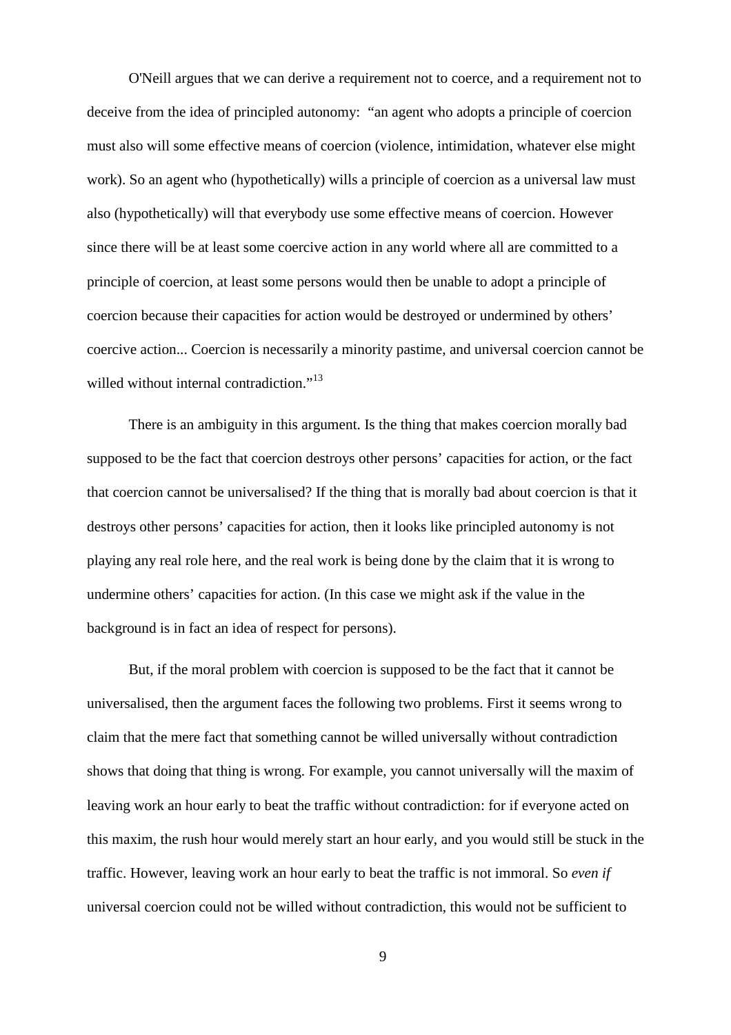O'Neill argues that we can derive a requirement not to coerce, and a requirement not to deceive from the idea of principled autonomy: "an agent who adopts a principle of coercion must also will some effective means of coercion (violence, intimidation, whatever else might work). So an agent who (hypothetically) wills a principle of coercion as a universal law must also (hypothetically) will that everybody use some effective means of coercion. However since there will be at least some coercive action in any world where all are committed to a principle of coercion, at least some persons would then be unable to adopt a principle of coercion because their capacities for action would be destroyed or undermined by others' coercive action... Coercion is necessarily a minority pastime, and universal coercion cannot be willed without internal contradiction."[13]

There is an ambiguity in this argument. Is the thing that makes coercion morally bad supposed to be the fact that coercion destroys other persons' capacities for action, or the fact that coercion cannot be universalised? If the thing that is morally bad about coercion is that it destroys other persons' capacities for action, then it looks like principled autonomy is not playing any real role here, and the real work is being done by the claim that it is wrong to undermine others' capacities for action. (In this case we might ask if the value in the background is in fact an idea of respect for persons).

But, if the moral problem with coercion is supposed to be the fact that it cannot be universalised, then the argument faces the following two problems. First it seems wrong to claim that the mere fact that something cannot be willed universally without contradiction shows that doing that thing is wrong. For example, you cannot universally will the maxim of leaving work an hour early to beat the traffic without contradiction: for if everyone acted on this maxim, the rush hour would merely start an hour early, and you would still be stuck in the traffic. However, leaving work an hour early to beat the traffic is not immoral. So *even if* universal coercion could not be willed without contradiction, this would not be sufficient to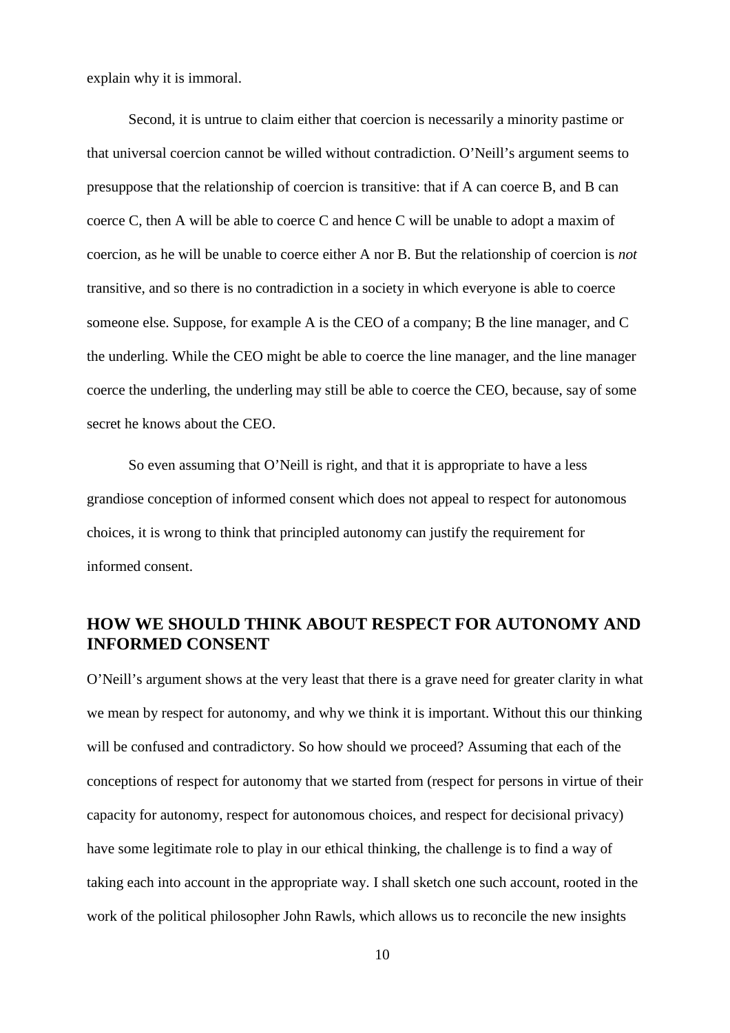explain why it is immoral.

Second, it is untrue to claim either that coercion is necessarily a minority pastime or that universal coercion cannot be willed without contradiction. O'Neill's argument seems to presuppose that the relationship of coercion is transitive: that if A can coerce B, and B can coerce C, then A will be able to coerce C and hence C will be unable to adopt a maxim of coercion, as he will be unable to coerce either A nor B. But the relationship of coercion is *not* transitive, and so there is no contradiction in a society in which everyone is able to coerce someone else. Suppose, for example A is the CEO of a company; B the line manager, and C the underling. While the CEO might be able to coerce the line manager, and the line manager coerce the underling, the underling may still be able to coerce the CEO, because, say of some secret he knows about the CEO.

So even assuming that O'Neill is right, and that it is appropriate to have a less grandiose conception of informed consent which does not appeal to respect for autonomous choices, it is wrong to think that principled autonomy can justify the requirement for informed consent.

## HOW WE SHOULD THINK ABOUT RESPECT FOR AUTONOMY AND INFORMED CONSENT

O'Neill's argument shows at the very least that there is a grave need for greater clarity in what we mean by respect for autonomy, and why we think it is important. Without this our thinking will be confused and contradictory. So how should we proceed? Assuming that each of the conceptions of respect for autonomy that we started from (respect for persons in virtue of their capacity for autonomy, respect for autonomous choices, and respect for decisional privacy) have some legitimate role to play in our ethical thinking, the challenge is to find a way of taking each into account in the appropriate way. I shall sketch one such account, rooted in the work of the political philosopher John Rawls, which allows us to reconcile the new insights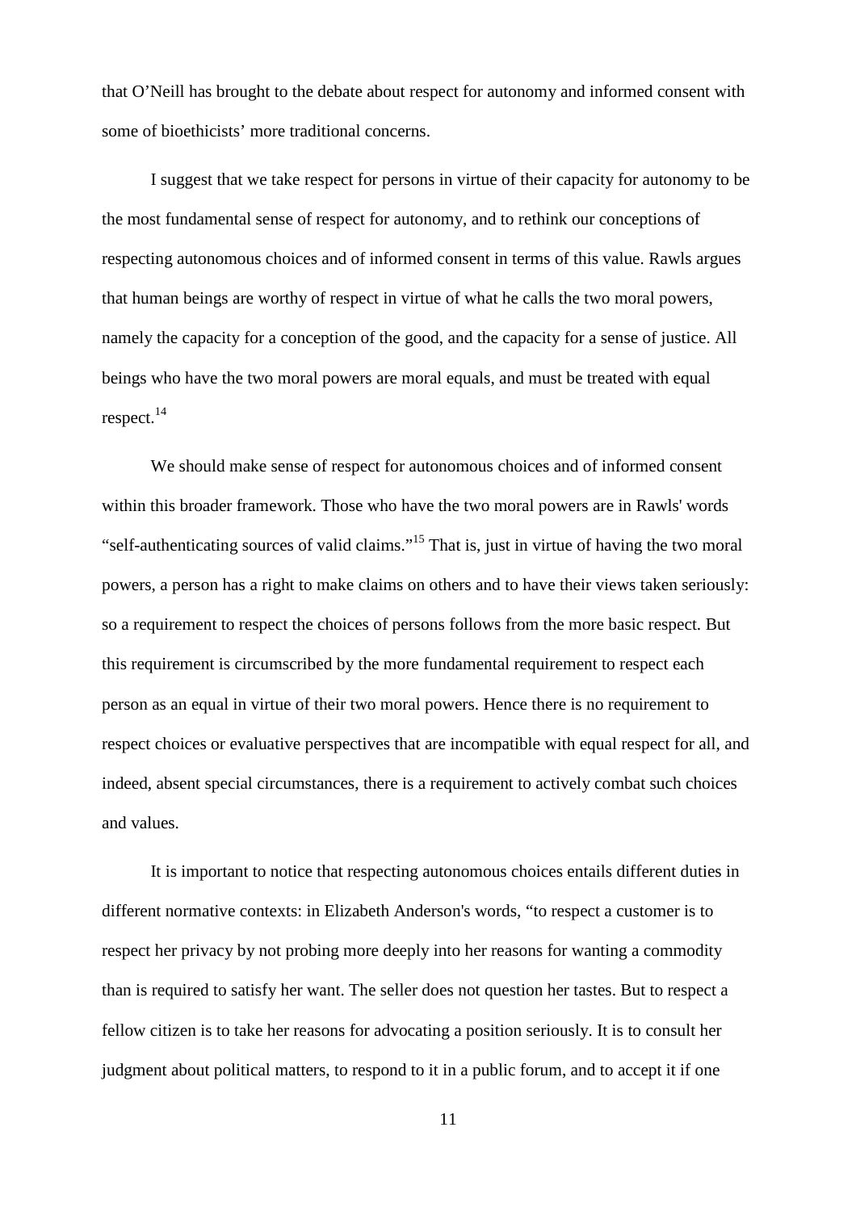that O'Neill has brought to the debate about respect for autonomy and informed consent with some of bioethicists' more traditional concerns.

I suggest that we take respect for persons in virtue of their capacity for autonomy to be the most fundamental sense of respect for autonomy, and to rethink our conceptions of respecting autonomous choices and of informed consent in terms of this value. Rawls argues that human beings are worthy of respect in virtue of what he calls the two moral powers, namely the capacity for a conception of the good, and the capacity for a sense of justice. All beings who have the two moral powers are moral equals, and must be treated with equal respect.[14]

We should make sense of respect for autonomous choices and of informed consent within this broader framework. Those who have the two moral powers are in Rawls' words "self-authenticating sources of valid claims."[15] That is, just in virtue of having the two moral powers, a person has a right to make claims on others and to have their views taken seriously: so a requirement to respect the choices of persons follows from the more basic respect. But this requirement is circumscribed by the more fundamental requirement to respect each person as an equal in virtue of their two moral powers. Hence there is no requirement to respect choices or evaluative perspectives that are incompatible with equal respect for all, and indeed, absent special circumstances, there is a requirement to actively combat such choices and values.

It is important to notice that respecting autonomous choices entails different duties in different normative contexts: in Elizabeth Anderson's words, "to respect a customer is to respect her privacy by not probing more deeply into her reasons for wanting a commodity than is required to satisfy her want. The seller does not question her tastes. But to respect a fellow citizen is to take her reasons for advocating a position seriously. It is to consult her judgment about political matters, to respond to it in a public forum, and to accept it if one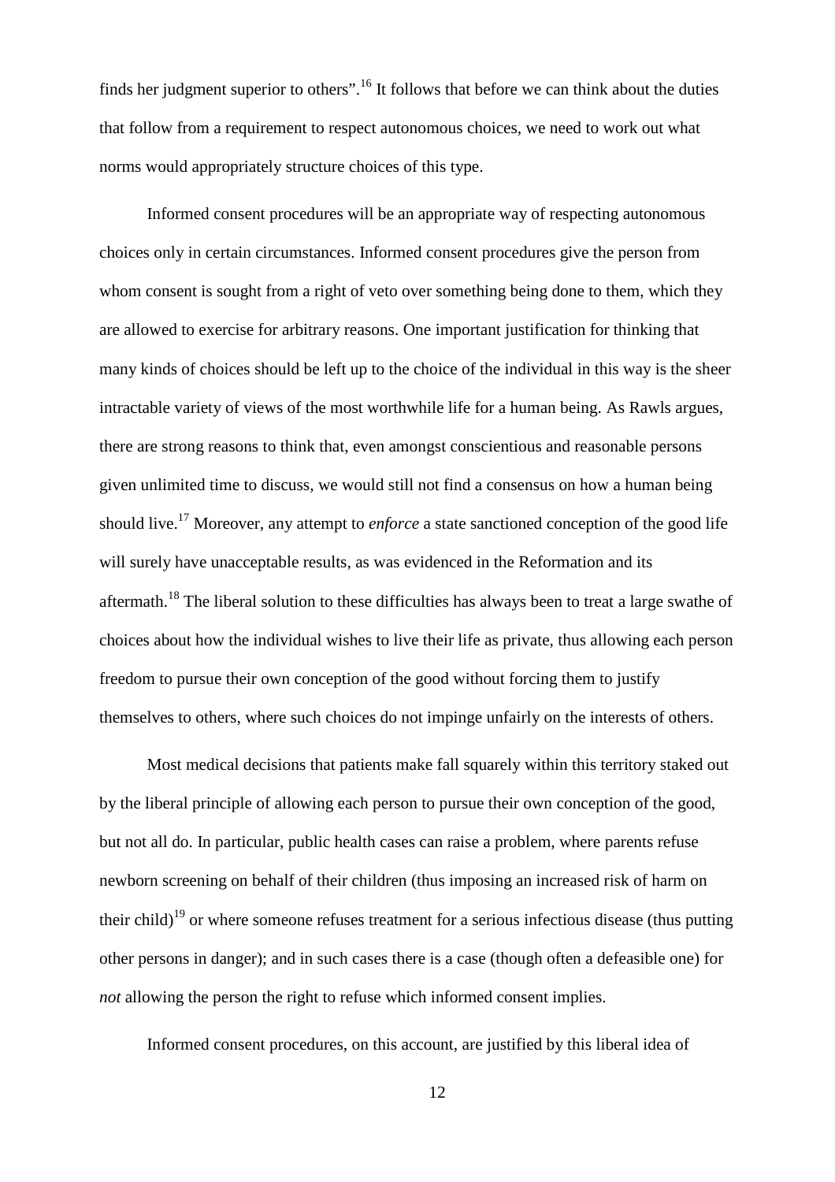finds her judgment superior to others".[16] It follows that before we can think about the duties that follow from a requirement to respect autonomous choices, we need to work out what norms would appropriately structure choices of this type.

Informed consent procedures will be an appropriate way of respecting autonomous choices only in certain circumstances. Informed consent procedures give the person from whom consent is sought from a right of veto over something being done to them, which they are allowed to exercise for arbitrary reasons. One important justification for thinking that many kinds of choices should be left up to the choice of the individual in this way is the sheer intractable variety of views of the most worthwhile life for a human being. As Rawls argues, there are strong reasons to think that, even amongst conscientious and reasonable persons given unlimited time to discuss, we would still not find a consensus on how a human being should live.[17] Moreover, any attempt to *enforce* a state sanctioned conception of the good life will surely have unacceptable results, as was evidenced in the Reformation and its aftermath.[18] The liberal solution to these difficulties has always been to treat a large swathe of choices about how the individual wishes to live their life as private, thus allowing each person freedom to pursue their own conception of the good without forcing them to justify themselves to others, where such choices do not impinge unfairly on the interests of others.

Most medical decisions that patients make fall squarely within this territory staked out by the liberal principle of allowing each person to pursue their own conception of the good, but not all do. In particular, public health cases can raise a problem, where parents refuse newborn screening on behalf of their children (thus imposing an increased risk of harm on their child)[19] or where someone refuses treatment for a serious infectious disease (thus putting other persons in danger); and in such cases there is a case (though often a defeasible one) for *not* allowing the person the right to refuse which informed consent implies.

Informed consent procedures, on this account, are justified by this liberal idea of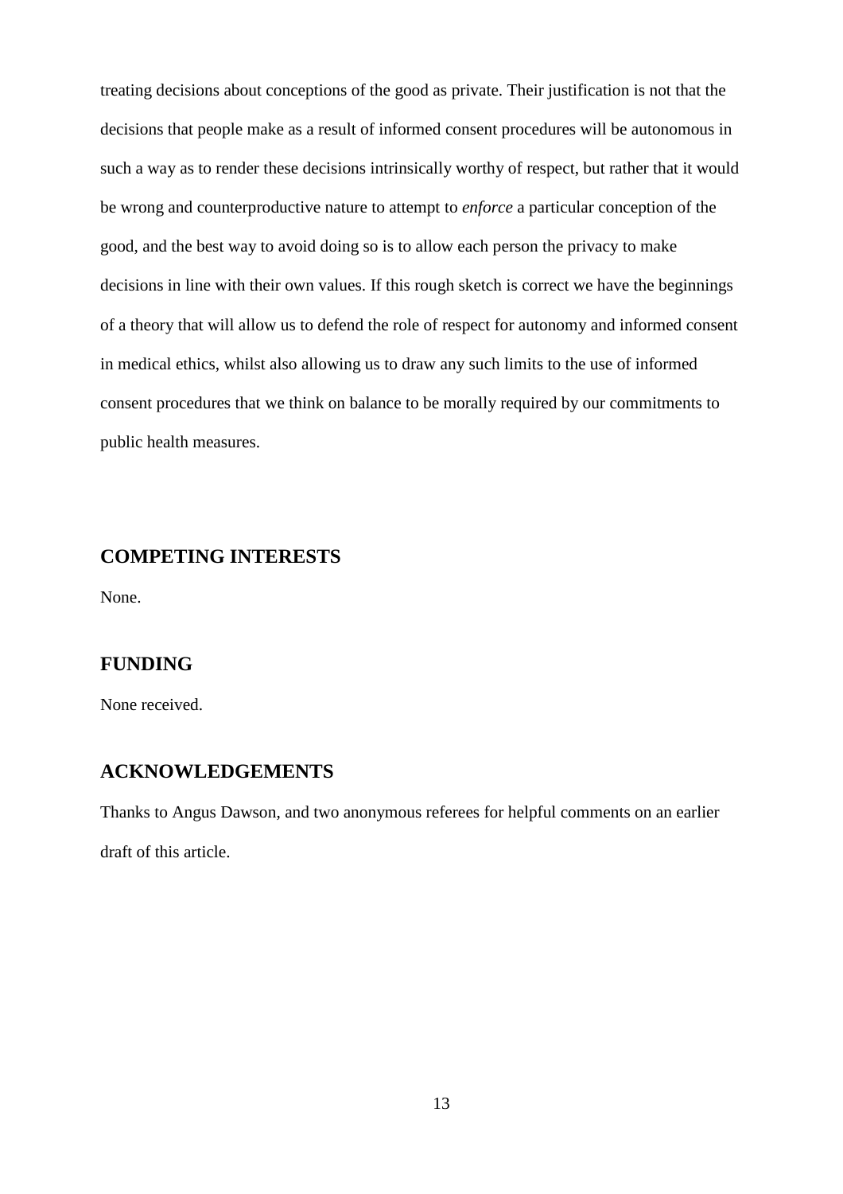treating decisions about conceptions of the good as private. Their justification is not that the decisions that people make as a result of informed consent procedures will be autonomous in such a way as to render these decisions intrinsically worthy of respect, but rather that it would be wrong and counterproductive nature to attempt to *enforce* a particular conception of the good, and the best way to avoid doing so is to allow each person the privacy to make decisions in line with their own values. If this rough sketch is correct we have the beginnings of a theory that will allow us to defend the role of respect for autonomy and informed consent in medical ethics, whilst also allowing us to draw any such limits to the use of informed consent procedures that we think on balance to be morally required by our commitments to public health measures.

## COMPETING INTERESTS

None.

## FUNDING

None received.

## ACKNOWLEDGEMENTS

Thanks to Angus Dawson, and two anonymous referees for helpful comments on an earlier draft of this article.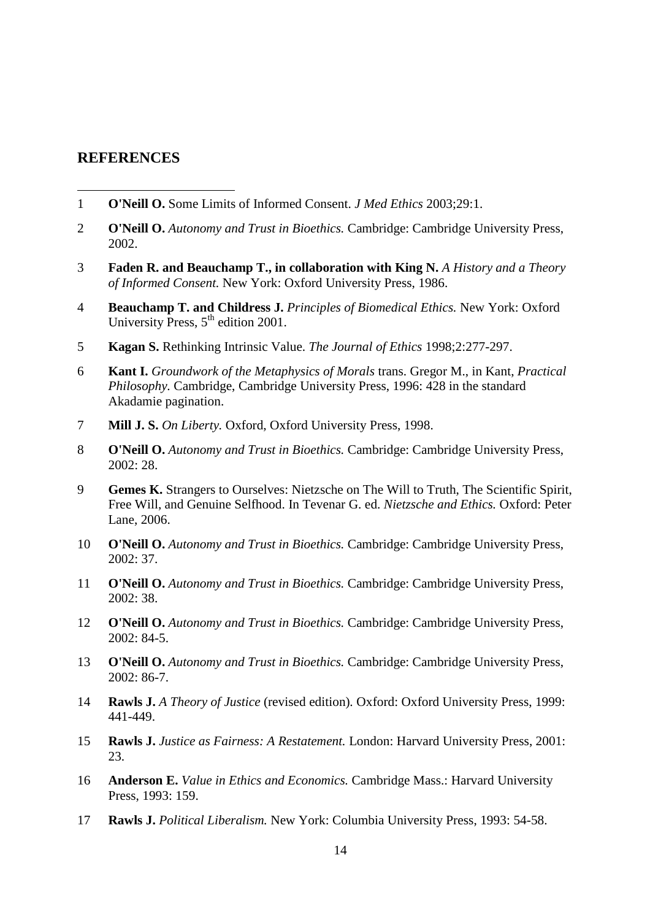## REFERENCES

1 **O'Neill O.** Some Limits of Informed Consent. *J Med Ethics* 2003;29:1.

2 **O'Neill O.** *Autonomy and Trust in Bioethics.* Cambridge: Cambridge University Press, 2002.

3 **Faden R. and Beauchamp T., in collaboration with King N.** *A History and a Theory of Informed Consent.* New York: Oxford University Press, 1986.

4 **Beauchamp T. and Childress J.** *Principles of Biomedical Ethics.* New York: Oxford University Press, 5th edition 2001.

5 **Kagan S.** Rethinking Intrinsic Value. *The Journal of Ethics* 1998;2:277-297.

6 **Kant I.** *Groundwork of the Metaphysics of Morals* trans. Gregor M., in Kant, *Practical Philosophy*. Cambridge, Cambridge University Press, 1996: 428 in the standard Akadamie pagination.

7 **Mill J. S.** *On Liberty.* Oxford, Oxford University Press, 1998.

8 **O'Neill O.** *Autonomy and Trust in Bioethics.* Cambridge: Cambridge University Press, 2002: 28.

9 **Gemes K.** Strangers to Ourselves: Nietzsche on The Will to Truth, The Scientific Spirit, Free Will, and Genuine Selfhood. In Tevenar G. ed. *Nietzsche and Ethics.* Oxford: Peter Lane, 2006.

10 **O'Neill O.** *Autonomy and Trust in Bioethics.* Cambridge: Cambridge University Press, 2002: 37.

11 **O'Neill O.** *Autonomy and Trust in Bioethics.* Cambridge: Cambridge University Press, 2002: 38.

12 **O'Neill O.** *Autonomy and Trust in Bioethics.* Cambridge: Cambridge University Press, 2002: 84-5.

13 **O'Neill O.** *Autonomy and Trust in Bioethics.* Cambridge: Cambridge University Press, 2002: 86-7.

14 **Rawls J.** *A Theory of Justice* (revised edition). Oxford: Oxford University Press, 1999: 441-449.

15 **Rawls J.** *Justice as Fairness: A Restatement.* London: Harvard University Press, 2001: 23.

16 **Anderson E.** *Value in Ethics and Economics.* Cambridge Mass.: Harvard University Press, 1993: 159.

17 **Rawls J.** *Political Liberalism.* New York: Columbia University Press, 1993: 54-58.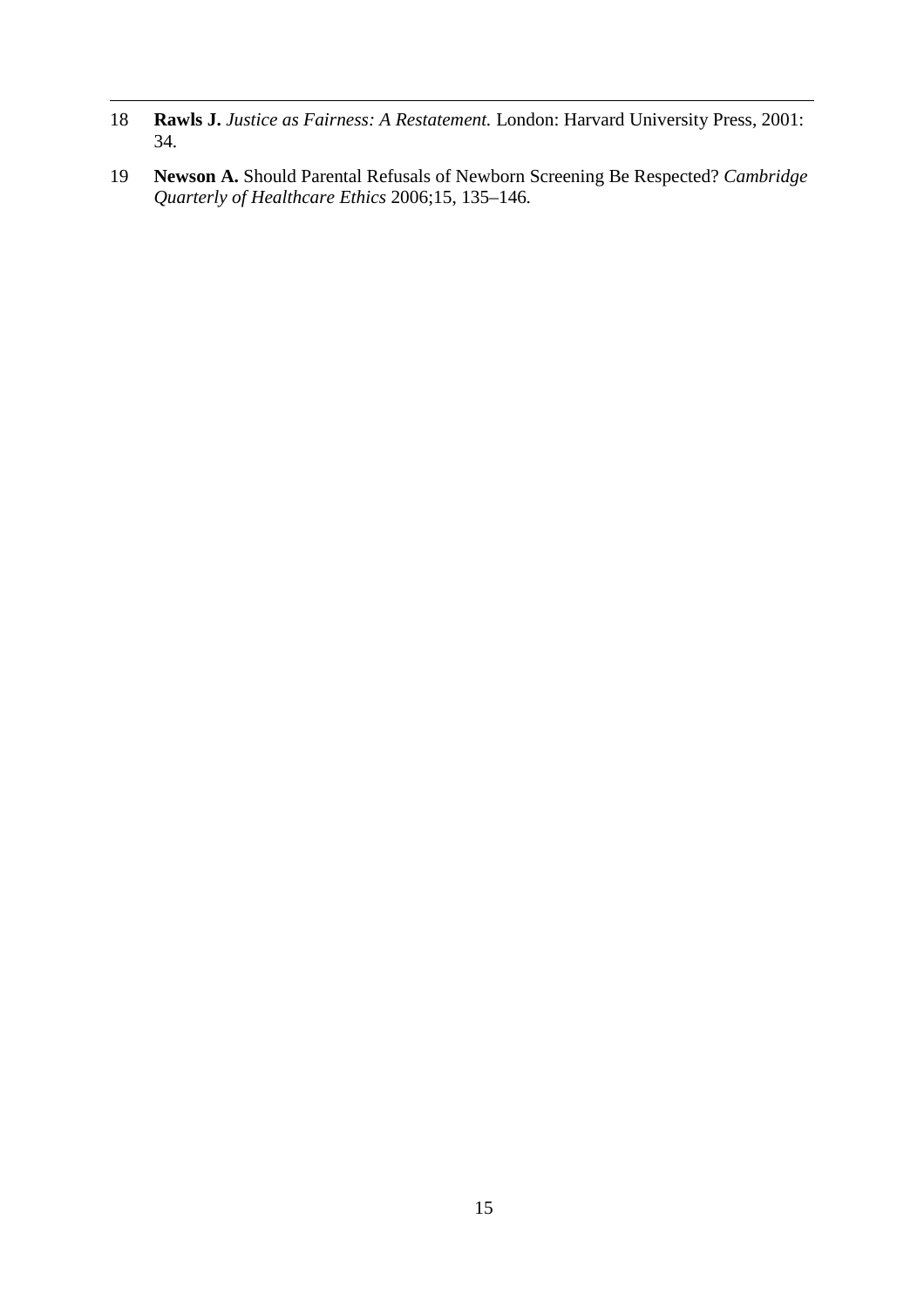18 **Rawls J.** *Justice as Fairness: A Restatement.* London: Harvard University Press, 2001: 34.

19 **Newson A.** Should Parental Refusals of Newborn Screening Be Respected? *Cambridge Quarterly of Healthcare Ethics* 2006;15, 135–146.